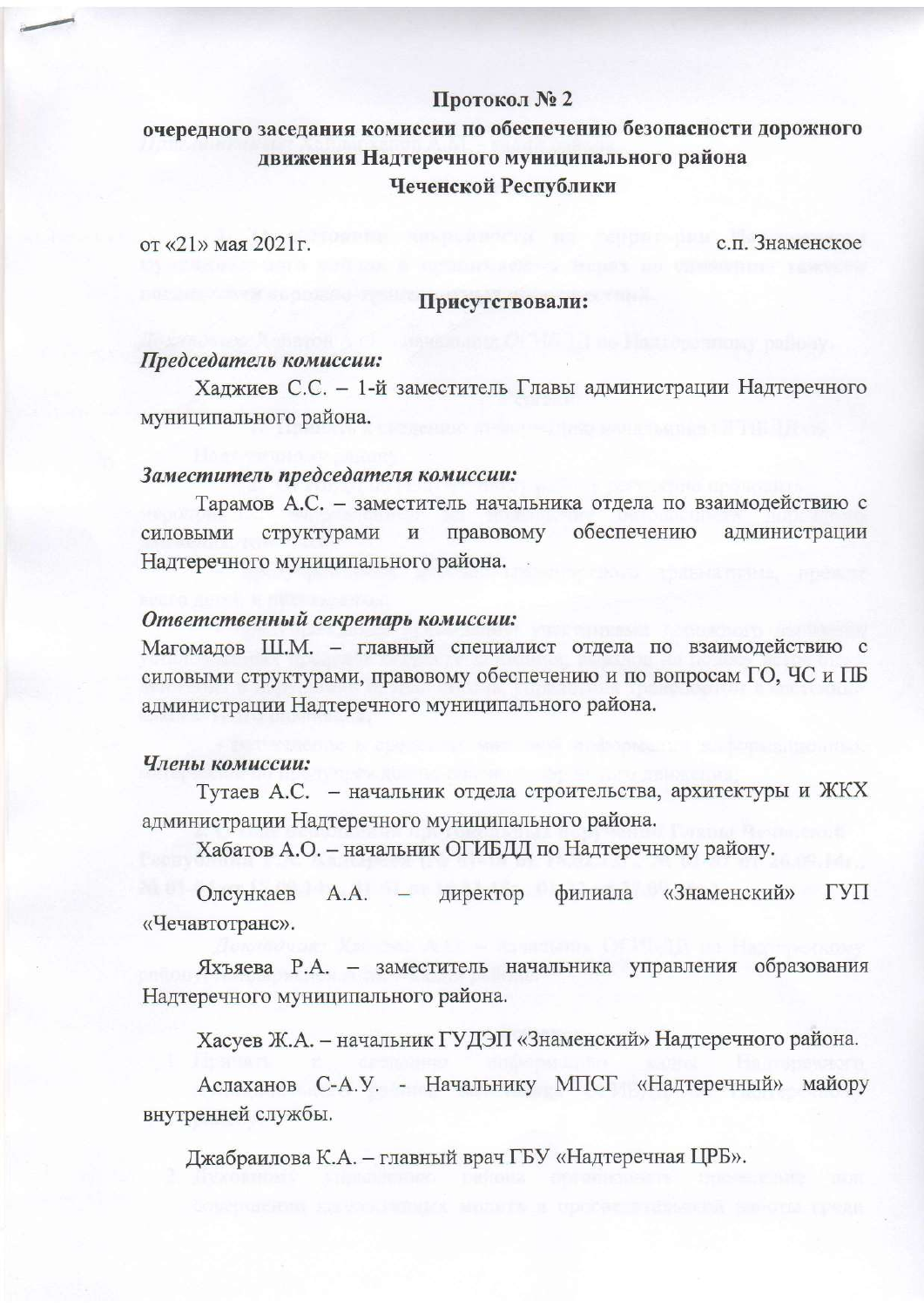**Протокол № 2**

**очередного заседания комиссии по обеспечению безопасности дорожного движения Надтеречного муниципального района Чеченской Республики**

от «21» мая 2021г. с.п. Знаменское

**Присутствовали:**

***Председатель комиссии:***

Хаджиев С.С. – 1-й заместитель Главы администрации Надтеречного муниципального района.

***Заместитель председателя комиссии:***

Тарамов А.С. – заместитель начальника отдела по взаимодействию с силовыми структурами и правовому обеспечению администрации Надтеречного муниципального района.

***Ответственный секретарь комиссии:***

Магомадов Ш.М. – главный специалист отдела по взаимодействию с силовыми структурами, правовому обеспечению и по вопросам ГО, ЧС и ПБ администрации Надтеречного муниципального района.

***Члены комиссии:***

Тутаев А.С. – начальник отдела строительства, архитектуры и ЖКХ администрации Надтеречного муниципального района.

Хабатов А.О. – начальник ОГИБДД по Надтеречному району.

Олсункаев А.А. – директор филиала «Знаменский» ГУП «Чечавтотранс».

Яхъяева Р.А. – заместитель начальника управления образования Надтеречного муниципального района.

Хасуев Ж.А. – начальник ГУДЭП «Знаменский» Надтеречного района.

Аслаханов С-А.У. - Начальнику МПСГ «Надтеречный» майору внутренней службы.

Джабраилова К.А. – главный врач ГБУ «Надтеречная ЦРБ».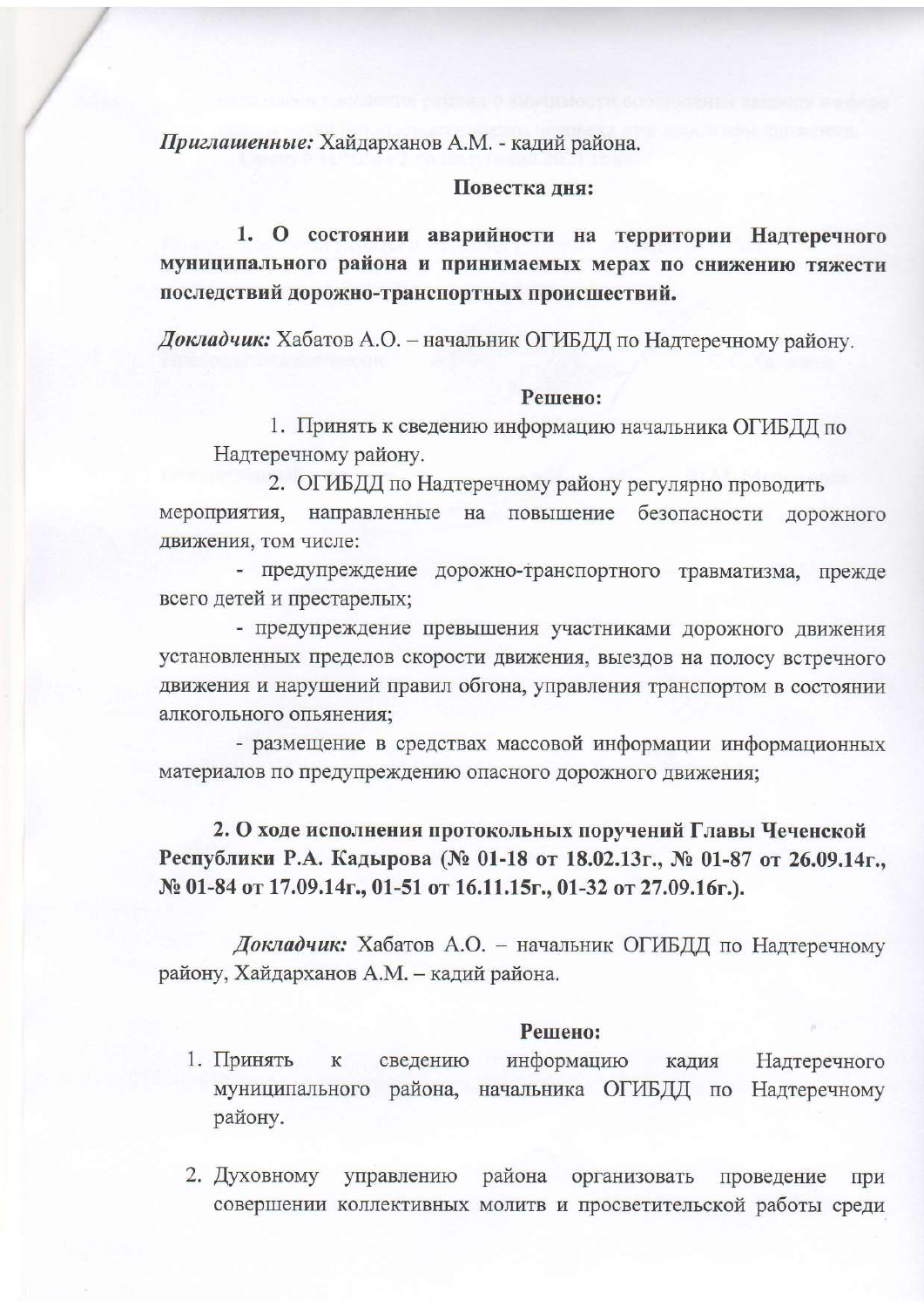*Приглашенные:* Хайдарханов А.М. - кадий района.

**Повестка дня:**

**1. О состоянии аварийности на территории Надтеречного муниципального района и принимаемых мерах по снижению тяжести последствий дорожно-транспортных происшествий.**

*Докладчик:* Хабатов А.О. – начальник ОГИБДД по Надтеречному району.

**Решено:**

1. Принять к сведению информацию начальника ОГИБДД по Надтеречному району.
2. ОГИБДД по Надтеречному району регулярно проводить мероприятия, направленные на повышение безопасности дорожного движения, том числе:

- предупреждение дорожно-транспортного травматизма, прежде всего детей и престарелых;
- предупреждение превышения участниками дорожного движения установленных пределов скорости движения, выездов на полосу встречного движения и нарушений правил обгона, управления транспортом в состоянии алкогольного опьянения;
- размещение в средствах массовой информации информационных материалов по предупреждению опасного дорожного движения;

**2. О ходе исполнения протокольных поручений Главы Чеченской Республики Р.А. Кадырова (№ 01-18 от 18.02.13г., № 01-87 от 26.09.14г., № 01-84 от 17.09.14г., 01-51 от 16.11.15г., 01-32 от 27.09.16г.).**

*Докладчик:* Хабатов А.О. – начальник ОГИБДД по Надтеречному району, Хайдарханов А.М. – кадий района.

**Решено:**

1. Принять к сведению информацию кадия Надтеречного муниципального района, начальника ОГИБДД по Надтеречному району.
2. Духовному управлению района организовать проведение при совершении коллективных молитв и просветительской работы среди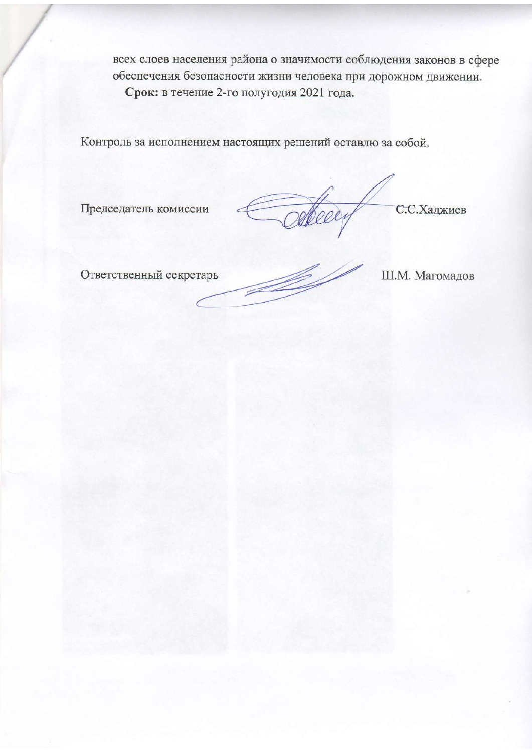всех слоев населения района о значимости соблюдения законов в сфере обеспечения безопасности жизни человека при дорожном движении.

**Срок:** в течение 2-го полугодия 2021 года.

Контроль за исполнением настоящих решений оставлю за собой.

Председатель комиссии С.С.Хаджиев

Ответственный секретарь Ш.М. Магомадов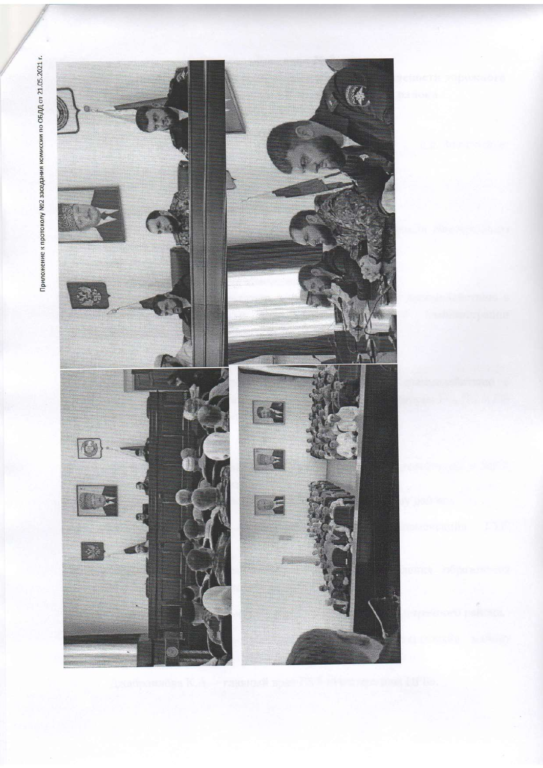Приложение к протоколу №2 заседания комиссии по ОБДД от 21.05.2021 г.